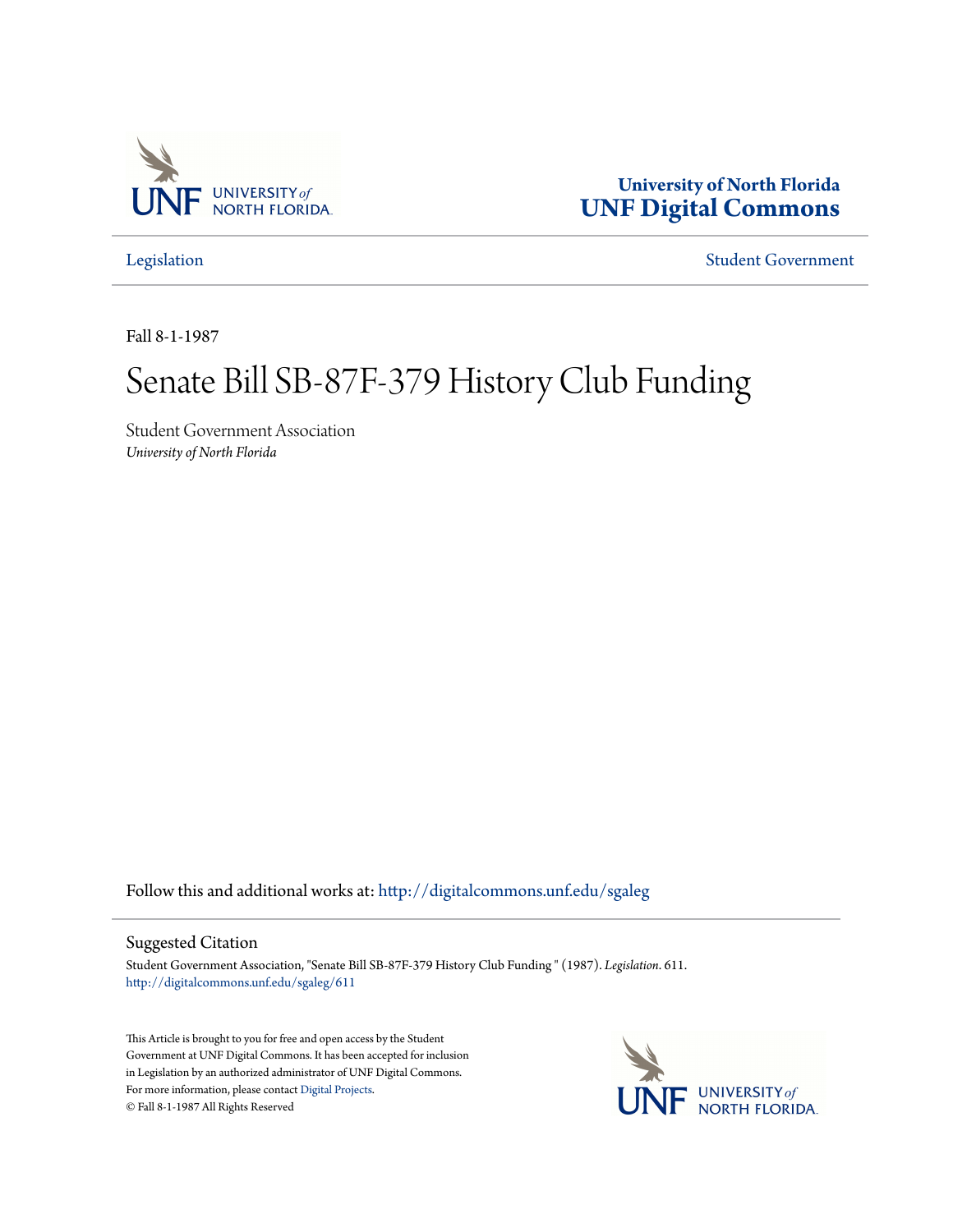University of North Florida
UNF Digital Commons

Legislation

Student Government

Fall 8-1-1987

# Senate Bill SB-87F-379 History Club Funding

Student Government Association
*University of North Florida*

Follow this and additional works at: http://digitalcommons.unf.edu/sgaleg

## Suggested Citation

Student Government Association, "Senate Bill SB-87F-379 History Club Funding " (1987). *Legislation*. 611.
http://digitalcommons.unf.edu/sgaleg/611

This Article is brought to you for free and open access by the Student Government at UNF Digital Commons. It has been accepted for inclusion in Legislation by an authorized administrator of UNF Digital Commons. For more information, please contact Digital Projects.
© Fall 8-1-1987 All Rights Reserved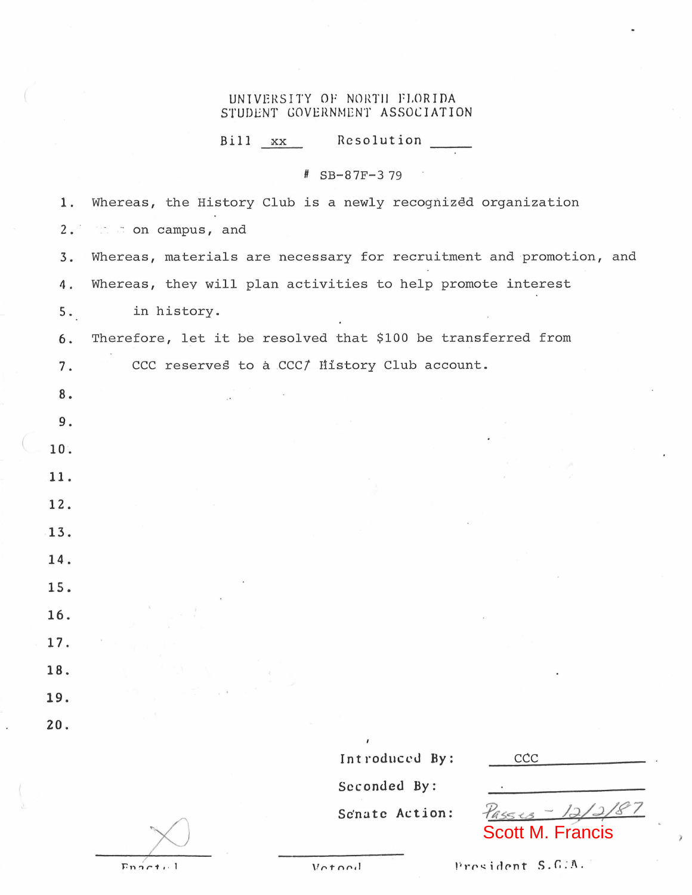UNIVERSITY OF NORTH FLORIDA
STUDENT GOVERNMENT ASSOCIATION

Bill xx Resolution ____

# SB-87F-379

1. Whereas, the History Club is a newly recognized organization
2. on campus, and
3. Whereas, materials are necessary for recruitment and promotion, and
4. Whereas, they will plan activities to help promote interest
5. in history.
6. Therefore, let it be resolved that $100 be transferred from
7. CCC reserves to a CCC/ History Club account.
8.
9.
10.
11.
12.
13.
14.
15.
16.
17.
18.
19.
20.

Introduced By: CCC

Seconded By: ____

Senate Action: Passes - 12/2/87

Scott M. Francis

Enacted ____ Vetoed ____ President S.G.A.